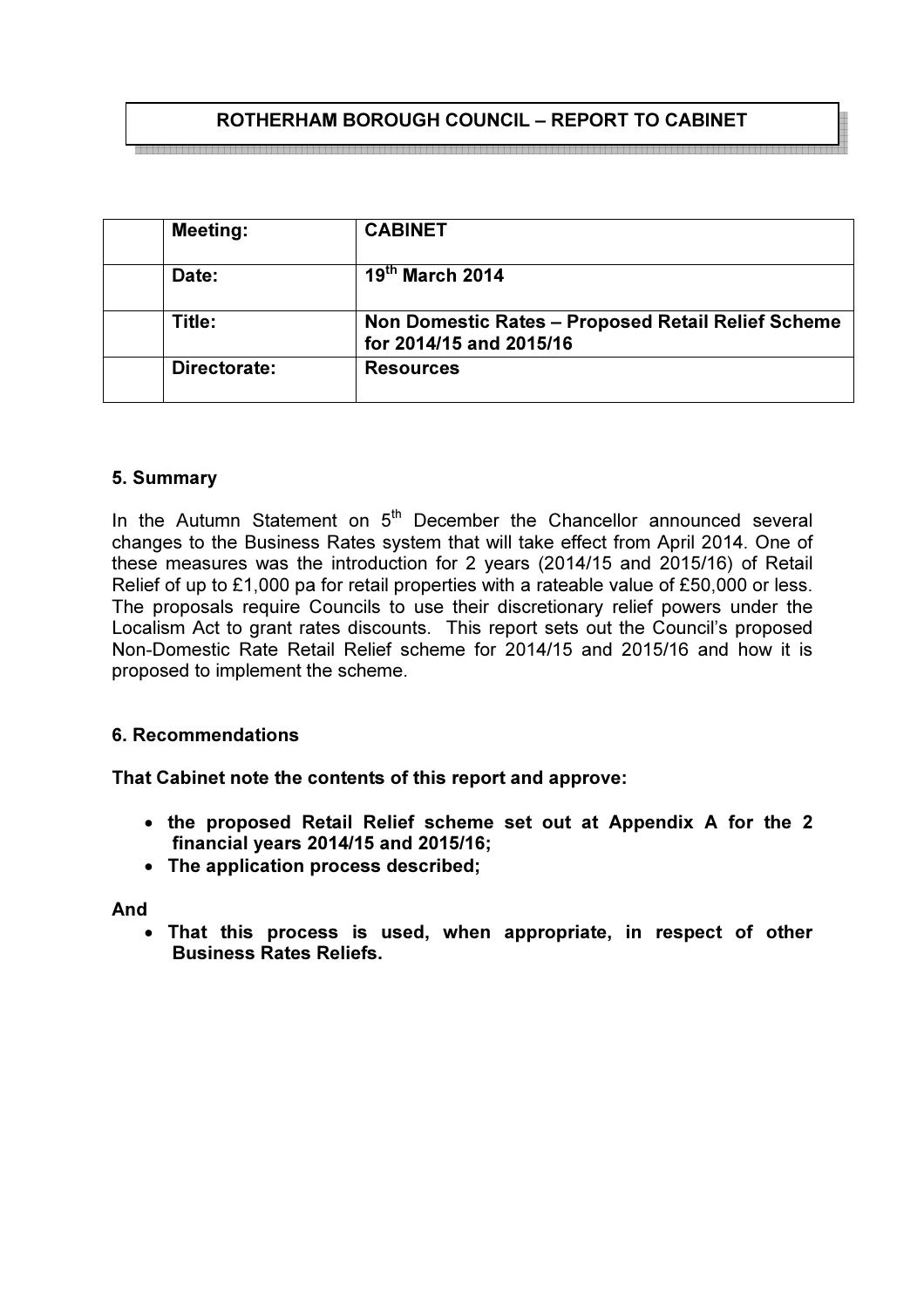# ROTHERHAM BOROUGH COUNCIL – REPORT TO CABINET

| | | |
|---|---|---|
| | **Meeting:** | **CABINET** |
| | **Date:** | **19th March 2014** |
| | **Title:** | **Non Domestic Rates – Proposed Retail Relief Scheme for 2014/15 and 2015/16** |
| | **Directorate:** | **Resources** |

## 5. Summary

In the Autumn Statement on 5th December the Chancellor announced several changes to the Business Rates system that will take effect from April 2014. One of these measures was the introduction for 2 years (2014/15 and 2015/16) of Retail Relief of up to £1,000 pa for retail properties with a rateable value of £50,000 or less. The proposals require Councils to use their discretionary relief powers under the Localism Act to grant rates discounts. This report sets out the Council's proposed Non-Domestic Rate Retail Relief scheme for 2014/15 and 2015/16 and how it is proposed to implement the scheme.

## 6. Recommendations

**That Cabinet note the contents of this report and approve:**

- **the proposed Retail Relief scheme set out at Appendix A for the 2 financial years 2014/15 and 2015/16;**
- **The application process described;**

**And**

- **That this process is used, when appropriate, in respect of other Business Rates Reliefs.**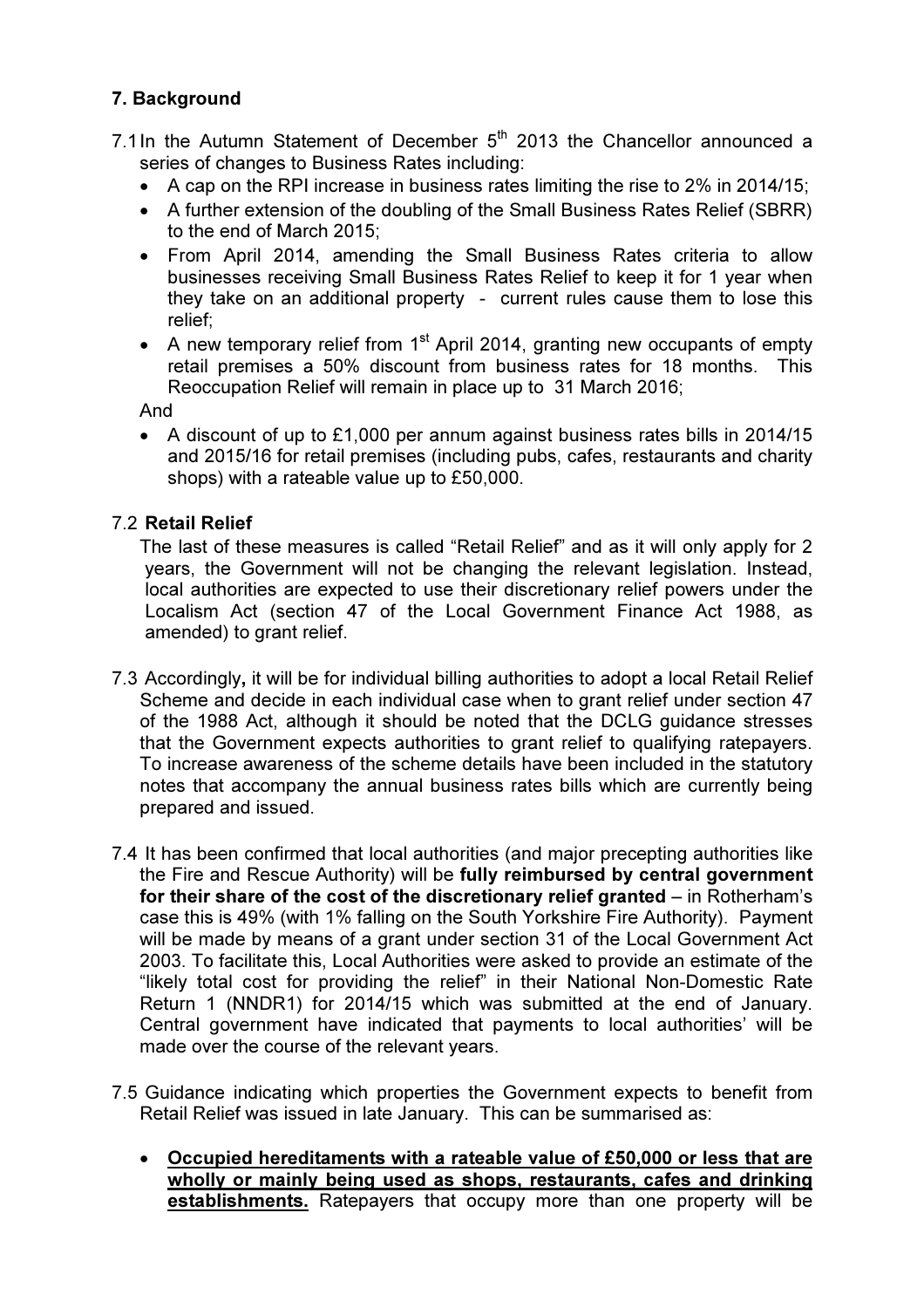## 7. Background

7.1 In the Autumn Statement of December 5th 2013 the Chancellor announced a series of changes to Business Rates including:

- A cap on the RPI increase in business rates limiting the rise to 2% in 2014/15;
- A further extension of the doubling of the Small Business Rates Relief (SBRR) to the end of March 2015;
- From April 2014, amending the Small Business Rates criteria to allow businesses receiving Small Business Rates Relief to keep it for 1 year when they take on an additional property - current rules cause them to lose this relief;
- A new temporary relief from 1st April 2014, granting new occupants of empty retail premises a 50% discount from business rates for 18 months. This Reoccupation Relief will remain in place up to 31 March 2016;

And

- A discount of up to £1,000 per annum against business rates bills in 2014/15 and 2015/16 for retail premises (including pubs, cafes, restaurants and charity shops) with a rateable value up to £50,000.

7.2 **Retail Relief**

The last of these measures is called "Retail Relief" and as it will only apply for 2 years, the Government will not be changing the relevant legislation. Instead, local authorities are expected to use their discretionary relief powers under the Localism Act (section 47 of the Local Government Finance Act 1988, as amended) to grant relief.

7.3 Accordingly**,** it will be for individual billing authorities to adopt a local Retail Relief Scheme and decide in each individual case when to grant relief under section 47 of the 1988 Act, although it should be noted that the DCLG guidance stresses that the Government expects authorities to grant relief to qualifying ratepayers. To increase awareness of the scheme details have been included in the statutory notes that accompany the annual business rates bills which are currently being prepared and issued.

7.4 It has been confirmed that local authorities (and major precepting authorities like the Fire and Rescue Authority) will be **fully reimbursed by central government for their share of the cost of the discretionary relief granted** – in Rotherham's case this is 49% (with 1% falling on the South Yorkshire Fire Authority). Payment will be made by means of a grant under section 31 of the Local Government Act 2003. To facilitate this, Local Authorities were asked to provide an estimate of the "likely total cost for providing the relief" in their National Non-Domestic Rate Return 1 (NNDR1) for 2014/15 which was submitted at the end of January. Central government have indicated that payments to local authorities' will be made over the course of the relevant years.

7.5 Guidance indicating which properties the Government expects to benefit from Retail Relief was issued in late January. This can be summarised as:

- **Occupied hereditaments with a rateable value of £50,000 or less that are wholly or mainly being used as shops, restaurants, cafes and drinking establishments.** Ratepayers that occupy more than one property will be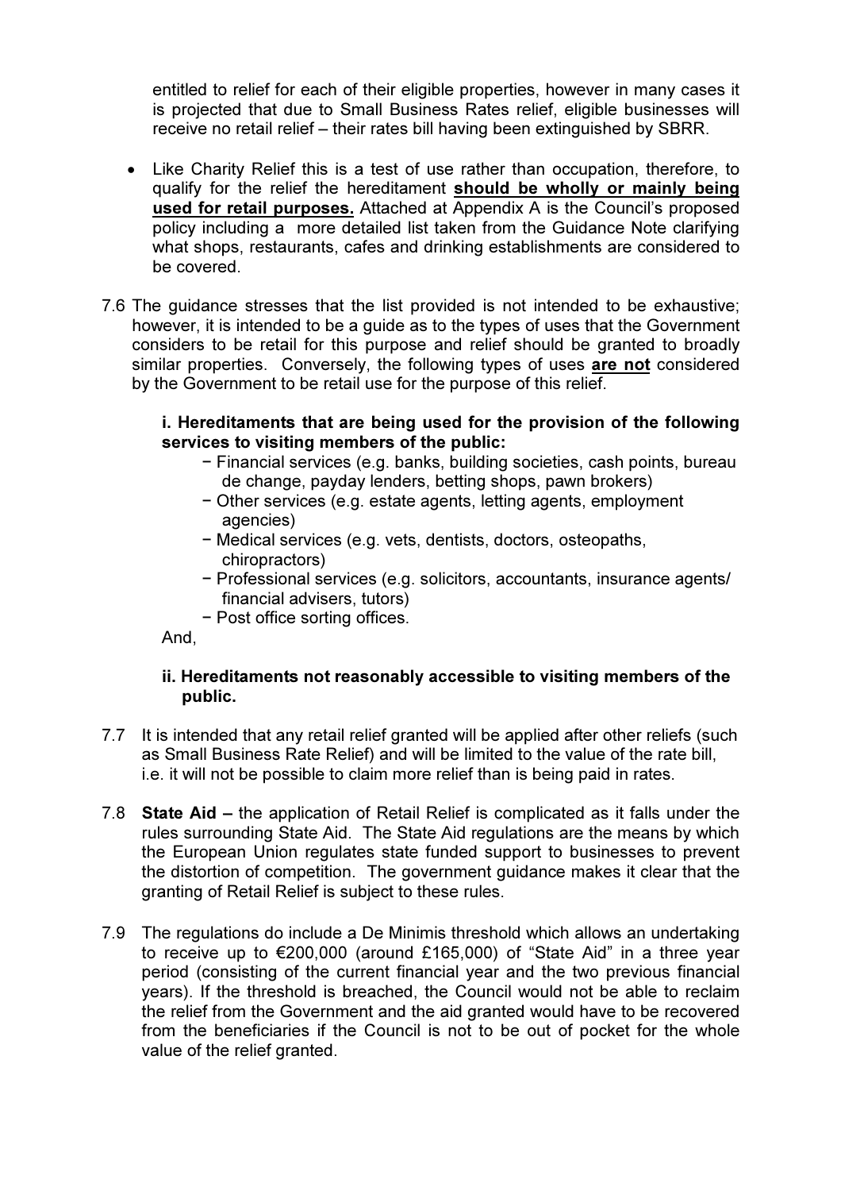entitled to relief for each of their eligible properties, however in many cases it is projected that due to Small Business Rates relief, eligible businesses will receive no retail relief – their rates bill having been extinguished by SBRR.

- Like Charity Relief this is a test of use rather than occupation, therefore, to qualify for the relief the hereditament **should be wholly or mainly being used for retail purposes.** Attached at Appendix A is the Council's proposed policy including a more detailed list taken from the Guidance Note clarifying what shops, restaurants, cafes and drinking establishments are considered to be covered.

7.6 The guidance stresses that the list provided is not intended to be exhaustive; however, it is intended to be a guide as to the types of uses that the Government considers to be retail for this purpose and relief should be granted to broadly similar properties. Conversely, the following types of uses **are not** considered by the Government to be retail use for the purpose of this relief.

**i. Hereditaments that are being used for the provision of the following services to visiting members of the public:**

- Financial services (e.g. banks, building societies, cash points, bureau de change, payday lenders, betting shops, pawn brokers)
- Other services (e.g. estate agents, letting agents, employment agencies)
- Medical services (e.g. vets, dentists, doctors, osteopaths, chiropractors)
- Professional services (e.g. solicitors, accountants, insurance agents/ financial advisers, tutors)
- Post office sorting offices.

And,

**ii. Hereditaments not reasonably accessible to visiting members of the public.**

7.7 It is intended that any retail relief granted will be applied after other reliefs (such as Small Business Rate Relief) and will be limited to the value of the rate bill, i.e. it will not be possible to claim more relief than is being paid in rates.

7.8 **State Aid –** the application of Retail Relief is complicated as it falls under the rules surrounding State Aid. The State Aid regulations are the means by which the European Union regulates state funded support to businesses to prevent the distortion of competition. The government guidance makes it clear that the granting of Retail Relief is subject to these rules.

7.9 The regulations do include a De Minimis threshold which allows an undertaking to receive up to €200,000 (around £165,000) of "State Aid" in a three year period (consisting of the current financial year and the two previous financial years). If the threshold is breached, the Council would not be able to reclaim the relief from the Government and the aid granted would have to be recovered from the beneficiaries if the Council is not to be out of pocket for the whole value of the relief granted.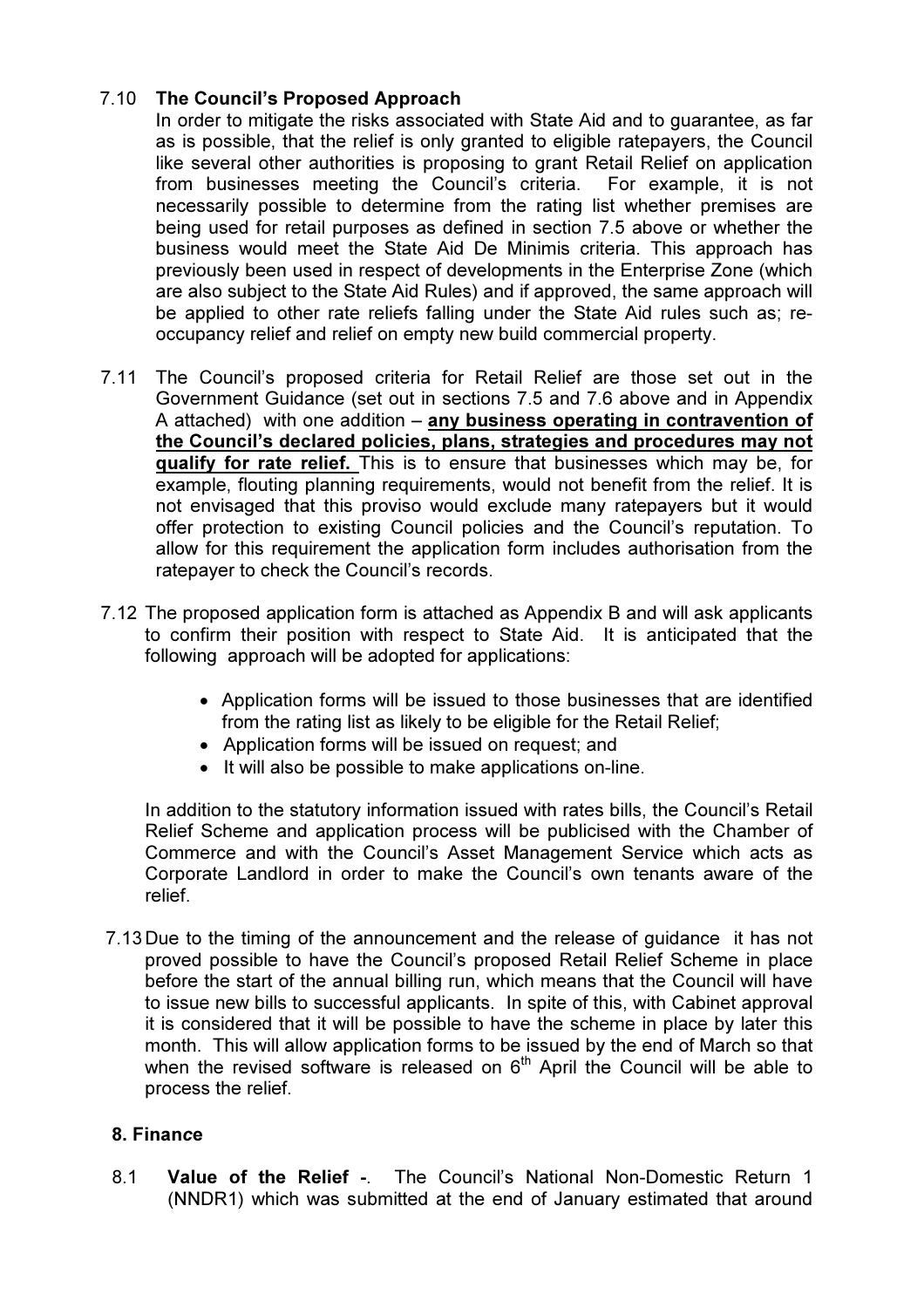7.10 **The Council's Proposed Approach**

In order to mitigate the risks associated with State Aid and to guarantee, as far as is possible, that the relief is only granted to eligible ratepayers, the Council like several other authorities is proposing to grant Retail Relief on application from businesses meeting the Council's criteria. For example, it is not necessarily possible to determine from the rating list whether premises are being used for retail purposes as defined in section 7.5 above or whether the business would meet the State Aid De Minimis criteria. This approach has previously been used in respect of developments in the Enterprise Zone (which are also subject to the State Aid Rules) and if approved, the same approach will be applied to other rate reliefs falling under the State Aid rules such as; re-occupancy relief and relief on empty new build commercial property.

7.11 The Council's proposed criteria for Retail Relief are those set out in the Government Guidance (set out in sections 7.5 and 7.6 above and in Appendix A attached) with one addition – **any business operating in contravention of the Council's declared policies, plans, strategies and procedures may not qualify for rate relief.** This is to ensure that businesses which may be, for example, flouting planning requirements, would not benefit from the relief. It is not envisaged that this proviso would exclude many ratepayers but it would offer protection to existing Council policies and the Council's reputation. To allow for this requirement the application form includes authorisation from the ratepayer to check the Council's records.

7.12 The proposed application form is attached as Appendix B and will ask applicants to confirm their position with respect to State Aid. It is anticipated that the following approach will be adopted for applications:

- Application forms will be issued to those businesses that are identified from the rating list as likely to be eligible for the Retail Relief;
- Application forms will be issued on request; and
- It will also be possible to make applications on-line.

In addition to the statutory information issued with rates bills, the Council's Retail Relief Scheme and application process will be publicised with the Chamber of Commerce and with the Council's Asset Management Service which acts as Corporate Landlord in order to make the Council's own tenants aware of the relief.

7.13 Due to the timing of the announcement and the release of guidance it has not proved possible to have the Council's proposed Retail Relief Scheme in place before the start of the annual billing run, which means that the Council will have to issue new bills to successful applicants. In spite of this, with Cabinet approval it is considered that it will be possible to have the scheme in place by later this month. This will allow application forms to be issued by the end of March so that when the revised software is released on 6th April the Council will be able to process the relief.

## 8. Finance

8.1 **Value of the Relief -**. The Council's National Non-Domestic Return 1 (NNDR1) which was submitted at the end of January estimated that around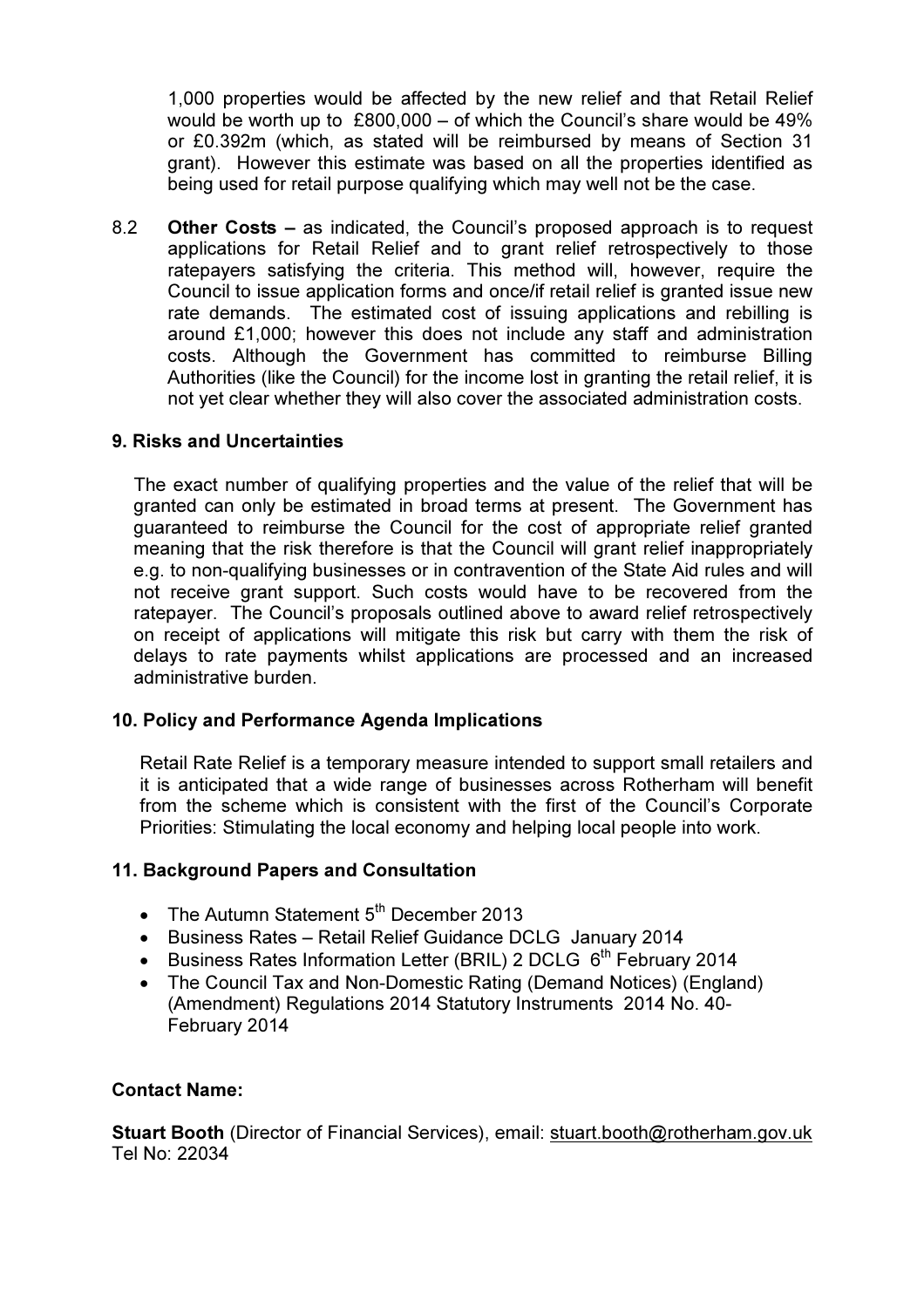1,000 properties would be affected by the new relief and that Retail Relief would be worth up to £800,000 – of which the Council's share would be 49% or £0.392m (which, as stated will be reimbursed by means of Section 31 grant). However this estimate was based on all the properties identified as being used for retail purpose qualifying which may well not be the case.

8.2 **Other Costs –** as indicated, the Council's proposed approach is to request applications for Retail Relief and to grant relief retrospectively to those ratepayers satisfying the criteria. This method will, however, require the Council to issue application forms and once/if retail relief is granted issue new rate demands. The estimated cost of issuing applications and rebilling is around £1,000; however this does not include any staff and administration costs. Although the Government has committed to reimburse Billing Authorities (like the Council) for the income lost in granting the retail relief, it is not yet clear whether they will also cover the associated administration costs.

## 9. Risks and Uncertainties

The exact number of qualifying properties and the value of the relief that will be granted can only be estimated in broad terms at present. The Government has guaranteed to reimburse the Council for the cost of appropriate relief granted meaning that the risk therefore is that the Council will grant relief inappropriately e.g. to non-qualifying businesses or in contravention of the State Aid rules and will not receive grant support. Such costs would have to be recovered from the ratepayer. The Council's proposals outlined above to award relief retrospectively on receipt of applications will mitigate this risk but carry with them the risk of delays to rate payments whilst applications are processed and an increased administrative burden.

## 10. Policy and Performance Agenda Implications

Retail Rate Relief is a temporary measure intended to support small retailers and it is anticipated that a wide range of businesses across Rotherham will benefit from the scheme which is consistent with the first of the Council's Corporate Priorities: Stimulating the local economy and helping local people into work.

## 11. Background Papers and Consultation

- The Autumn Statement 5th December 2013
- Business Rates – Retail Relief Guidance DCLG January 2014
- Business Rates Information Letter (BRIL) 2 DCLG 6th February 2014
- The Council Tax and Non-Domestic Rating (Demand Notices) (England) (Amendment) Regulations 2014 Statutory Instruments 2014 No. 40- February 2014

**Contact Name:**

**Stuart Booth** (Director of Financial Services), email: stuart.booth@rotherham.gov.uk
Tel No: 22034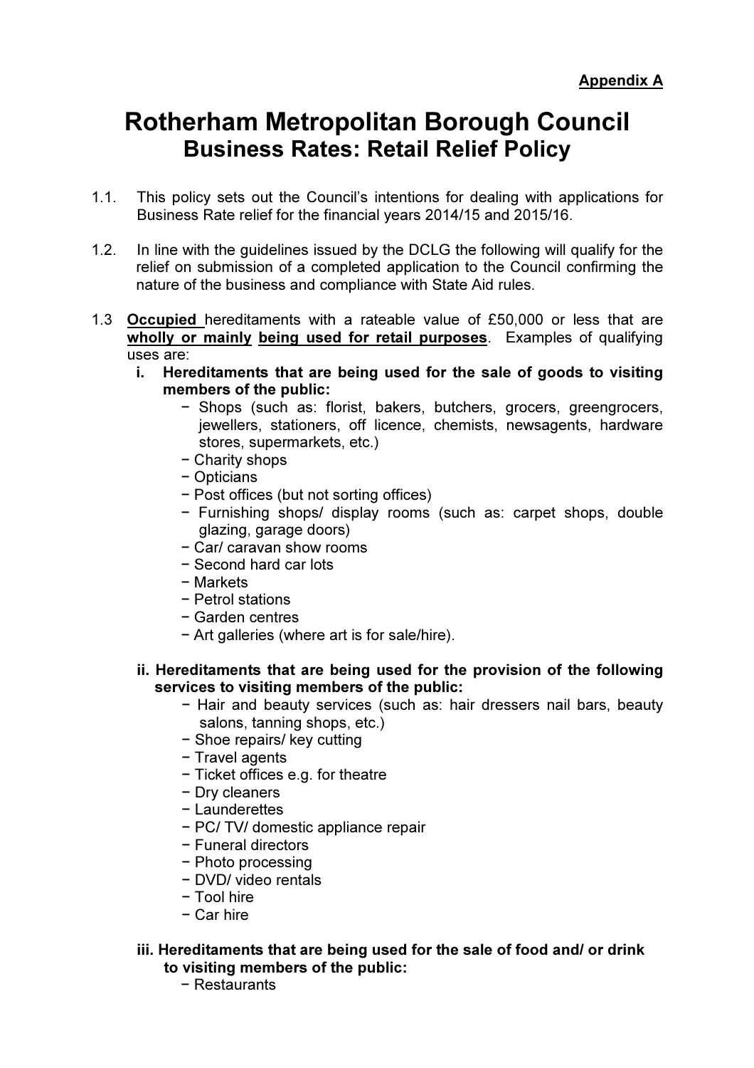**Appendix A**

# Rotherham Metropolitan Borough Council
## Business Rates: Retail Relief Policy

1.1. This policy sets out the Council's intentions for dealing with applications for Business Rate relief for the financial years 2014/15 and 2015/16.

1.2. In line with the guidelines issued by the DCLG the following will qualify for the relief on submission of a completed application to the Council confirming the nature of the business and compliance with State Aid rules.

1.3 **Occupied** hereditaments with a rateable value of £50,000 or less that are **wholly or mainly being used for retail purposes**. Examples of qualifying uses are:

**i. Hereditaments that are being used for the sale of goods to visiting members of the public:**

- Shops (such as: florist, bakers, butchers, grocers, greengrocers, jewellers, stationers, off licence, chemists, newsagents, hardware stores, supermarkets, etc.)
- Charity shops
- Opticians
- Post offices (but not sorting offices)
- Furnishing shops/ display rooms (such as: carpet shops, double glazing, garage doors)
- Car/ caravan show rooms
- Second hard car lots
- Markets
- Petrol stations
- Garden centres
- Art galleries (where art is for sale/hire).

**ii. Hereditaments that are being used for the provision of the following services to visiting members of the public:**

- Hair and beauty services (such as: hair dressers nail bars, beauty salons, tanning shops, etc.)
- Shoe repairs/ key cutting
- Travel agents
- Ticket offices e.g. for theatre
- Dry cleaners
- Launderettes
- PC/ TV/ domestic appliance repair
- Funeral directors
- Photo processing
- DVD/ video rentals
- Tool hire
- Car hire

**iii. Hereditaments that are being used for the sale of food and/ or drink to visiting members of the public:**

- Restaurants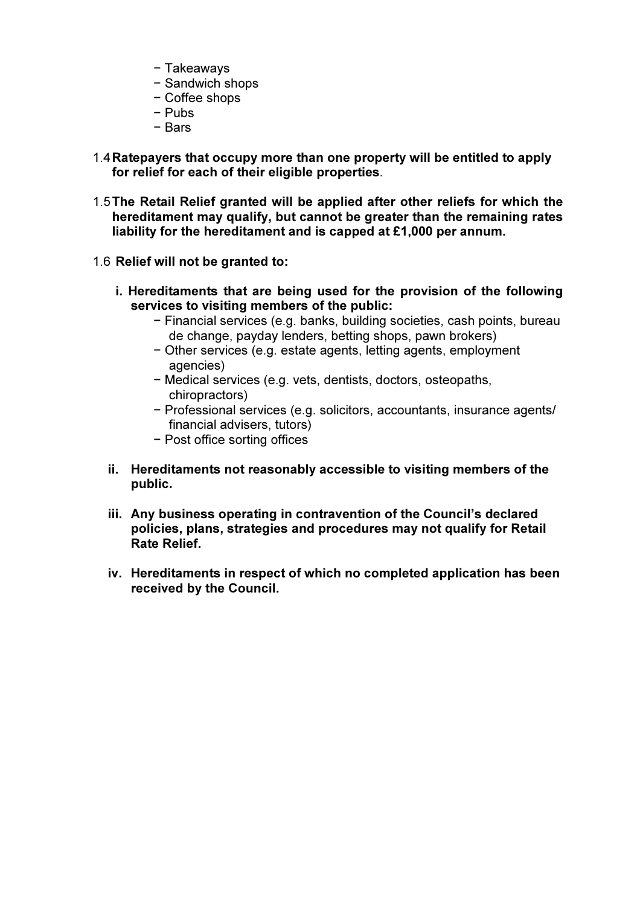- Takeaways
- Sandwich shops
- Coffee shops
- Pubs
- Bars

1.4 **Ratepayers that occupy more than one property will be entitled to apply for relief for each of their eligible properties**.

1.5 **The Retail Relief granted will be applied after other reliefs for which the hereditament may qualify, but cannot be greater than the remaining rates liability for the hereditament and is capped at £1,000 per annum.**

1.6 **Relief will not be granted to:**

i. **Hereditaments that are being used for the provision of the following services to visiting members of the public:**
   - Financial services (e.g. banks, building societies, cash points, bureau de change, payday lenders, betting shops, pawn brokers)
   - Other services (e.g. estate agents, letting agents, employment agencies)
   - Medical services (e.g. vets, dentists, doctors, osteopaths, chiropractors)
   - Professional services (e.g. solicitors, accountants, insurance agents/ financial advisers, tutors)
   - Post office sorting offices

ii. **Hereditaments not reasonably accessible to visiting members of the public.**

iii. **Any business operating in contravention of the Council's declared policies, plans, strategies and procedures may not qualify for Retail Rate Relief.**

iv. **Hereditaments in respect of which no completed application has been received by the Council.**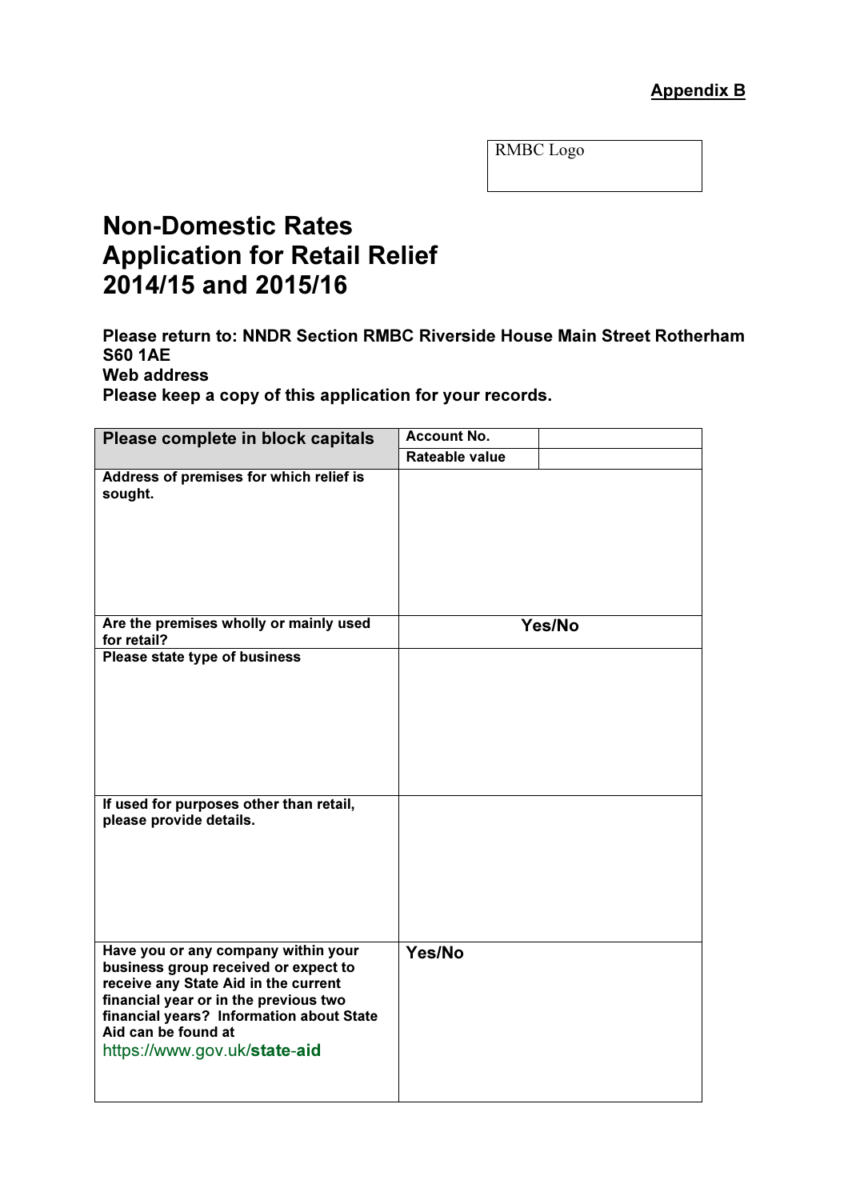**Appendix B**

RMBC Logo

# Non-Domestic Rates
# Application for Retail Relief
# 2014/15 and 2015/16

**Please return to: NNDR Section RMBC Riverside House Main Street Rotherham S60 1AE**
**Web address**
**Please keep a copy of this application for your records.**

| **Please complete in block capitals** | **Account No.** | |
|---|---|---|
| | **Rateable value** | |
| **Address of premises for which relief is sought.** | | |
| **Are the premises wholly or mainly used for retail?** | **Yes/No** | |
| **Please state type of business** | | |
| **If used for purposes other than retail, please provide details.** | | |
| **Have you or any company within your business group received or expect to receive any State Aid in the current financial year or in the previous two financial years? Information about State Aid can be found at** https://www.gov.uk/**state-aid** | **Yes/No** | |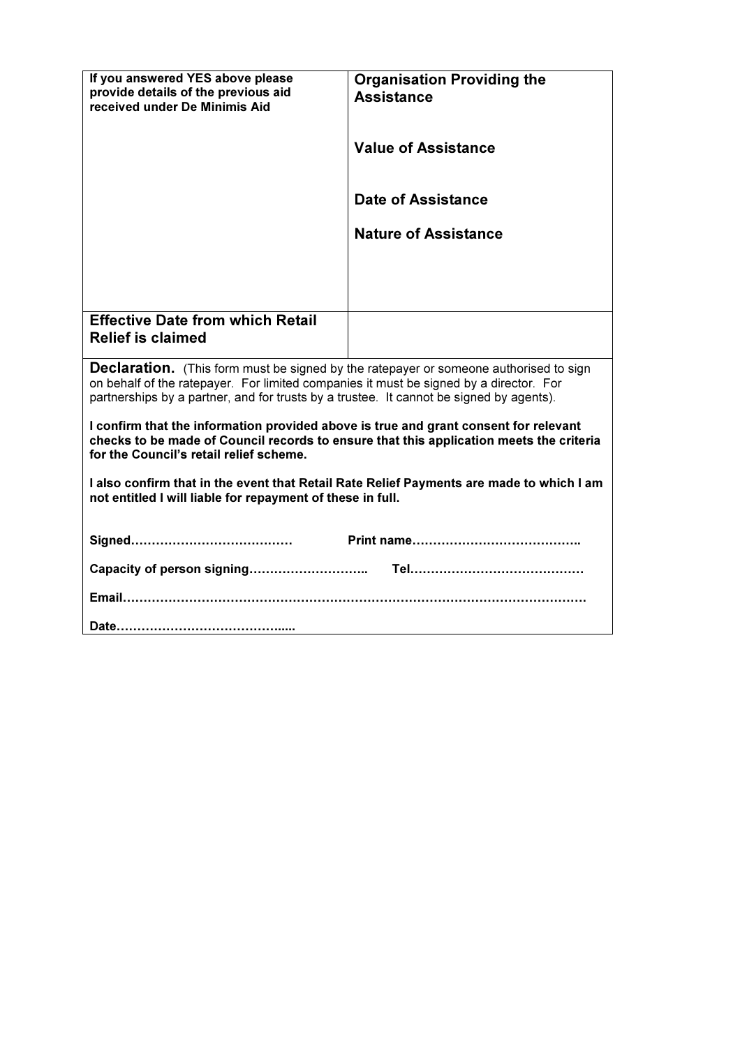| | |
|---|---|
| **If you answered YES above please provide details of the previous aid received under De Minimis Aid** | **Organisation Providing the Assistance**<br><br>**Value of Assistance**<br><br>**Date of Assistance**<br><br>**Nature of Assistance** |
| **Effective Date from which Retail Relief is claimed** | |

**Declaration.** (This form must be signed by the ratepayer or someone authorised to sign on behalf of the ratepayer. For limited companies it must be signed by a director. For partnerships by a partner, and for trusts by a trustee. It cannot be signed by agents).

**I confirm that the information provided above is true and grant consent for relevant checks to be made of Council records to ensure that this application meets the criteria for the Council's retail relief scheme.**

**I also confirm that in the event that Retail Rate Relief Payments are made to which I am not entitled I will liable for repayment of these in full.**

**Signed…………………………………** **Print name…………………………………..**

**Capacity of person signing………………………..** **Tel……………………………………**

**Email……………………………………………………………………………………………….**

**Date………………………………….....**